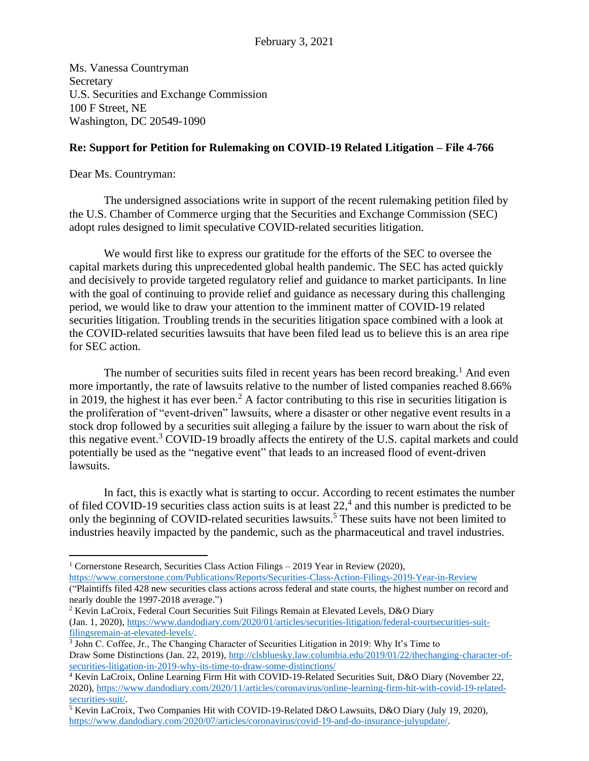February 3, 2021

Ms. Vanessa Countryman
Secretary
U.S. Securities and Exchange Commission
100 F Street, NE
Washington, DC 20549-1090

**Re: Support for Petition for Rulemaking on COVID-19 Related Litigation – File 4-766**

Dear Ms. Countryman:

The undersigned associations write in support of the recent rulemaking petition filed by the U.S. Chamber of Commerce urging that the Securities and Exchange Commission (SEC) adopt rules designed to limit speculative COVID-related securities litigation.

We would first like to express our gratitude for the efforts of the SEC to oversee the capital markets during this unprecedented global health pandemic. The SEC has acted quickly and decisively to provide targeted regulatory relief and guidance to market participants. In line with the goal of continuing to provide relief and guidance as necessary during this challenging period, we would like to draw your attention to the imminent matter of COVID-19 related securities litigation. Troubling trends in the securities litigation space combined with a look at the COVID-related securities lawsuits that have been filed lead us to believe this is an area ripe for SEC action.

The number of securities suits filed in recent years has been record breaking.[1] And even more importantly, the rate of lawsuits relative to the number of listed companies reached 8.66% in 2019, the highest it has ever been.[2] A factor contributing to this rise in securities litigation is the proliferation of "event-driven" lawsuits, where a disaster or other negative event results in a stock drop followed by a securities suit alleging a failure by the issuer to warn about the risk of this negative event.[3] COVID-19 broadly affects the entirety of the U.S. capital markets and could potentially be used as the "negative event" that leads to an increased flood of event-driven lawsuits.

In fact, this is exactly what is starting to occur. According to recent estimates the number of filed COVID-19 securities class action suits is at least 22,[4] and this number is predicted to be only the beginning of COVID-related securities lawsuits.[5] These suits have not been limited to industries heavily impacted by the pandemic, such as the pharmaceutical and travel industries.

---

[1] Cornerstone Research, Securities Class Action Filings – 2019 Year in Review (2020), https://www.cornerstone.com/Publications/Reports/Securities-Class-Action-Filings-2019-Year-in-Review ("Plaintiffs filed 428 new securities class actions across federal and state courts, the highest number on record and nearly double the 1997-2018 average.")

[2] Kevin LaCroix, Federal Court Securities Suit Filings Remain at Elevated Levels, D&O Diary (Jan. 1, 2020), https://www.dandodiary.com/2020/01/articles/securities-litigation/federal-courtsecurities-suit-filingsremain-at-elevated-levels/.

[3] John C. Coffee, Jr., The Changing Character of Securities Litigation in 2019: Why It's Time to Draw Some Distinctions (Jan. 22, 2019), http://clsbluesky.law.columbia.edu/2019/01/22/thechanging-character-of-securities-litigation-in-2019-why-its-time-to-draw-some-distinctions/

[4] Kevin LaCroix, Online Learning Firm Hit with COVID-19-Related Securities Suit, D&O Diary (November 22, 2020), https://www.dandodiary.com/2020/11/articles/coronavirus/online-learning-firm-hit-with-covid-19-related-securities-suit/.

[5] Kevin LaCroix, Two Companies Hit with COVID-19-Related D&O Lawsuits, D&O Diary (July 19, 2020), https://www.dandodiary.com/2020/07/articles/coronavirus/covid-19-and-do-insurance-julyupdate/.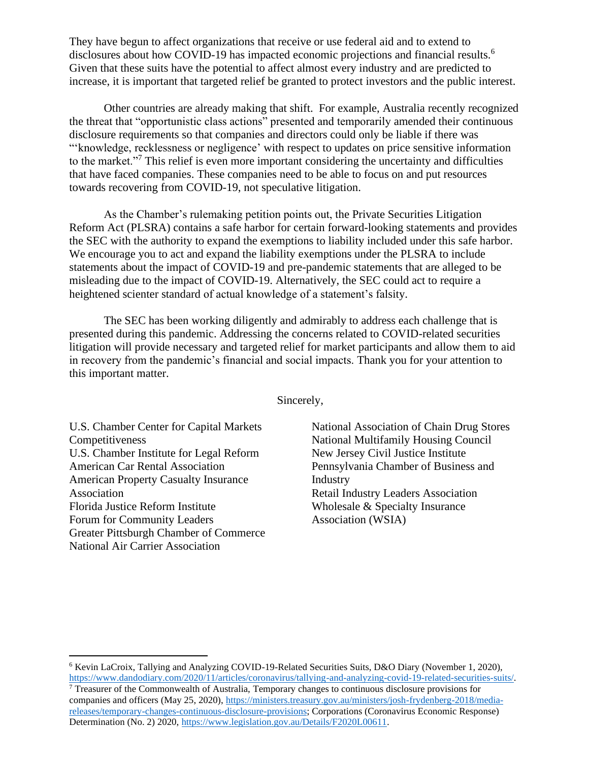They have begun to affect organizations that receive or use federal aid and to extend to disclosures about how COVID-19 has impacted economic projections and financial results.[6] Given that these suits have the potential to affect almost every industry and are predicted to increase, it is important that targeted relief be granted to protect investors and the public interest.

Other countries are already making that shift. For example, Australia recently recognized the threat that "opportunistic class actions" presented and temporarily amended their continuous disclosure requirements so that companies and directors could only be liable if there was "'knowledge, recklessness or negligence' with respect to updates on price sensitive information to the market."[7] This relief is even more important considering the uncertainty and difficulties that have faced companies. These companies need to be able to focus on and put resources towards recovering from COVID-19, not speculative litigation.

As the Chamber's rulemaking petition points out, the Private Securities Litigation Reform Act (PLSRA) contains a safe harbor for certain forward-looking statements and provides the SEC with the authority to expand the exemptions to liability included under this safe harbor. We encourage you to act and expand the liability exemptions under the PLSRA to include statements about the impact of COVID-19 and pre-pandemic statements that are alleged to be misleading due to the impact of COVID-19. Alternatively, the SEC could act to require a heightened scienter standard of actual knowledge of a statement's falsity.

The SEC has been working diligently and admirably to address each challenge that is presented during this pandemic. Addressing the concerns related to COVID-related securities litigation will provide necessary and targeted relief for market participants and allow them to aid in recovery from the pandemic's financial and social impacts. Thank you for your attention to this important matter.

Sincerely,

U.S. Chamber Center for Capital Markets Competitiveness
U.S. Chamber Institute for Legal Reform
American Car Rental Association
American Property Casualty Insurance Association
Florida Justice Reform Institute
Forum for Community Leaders
Greater Pittsburgh Chamber of Commerce
National Air Carrier Association
National Association of Chain Drug Stores
National Multifamily Housing Council
New Jersey Civil Justice Institute
Pennsylvania Chamber of Business and Industry
Retail Industry Leaders Association
Wholesale & Specialty Insurance Association (WSIA)

---

[6] Kevin LaCroix, Tallying and Analyzing COVID-19-Related Securities Suits, D&O Diary (November 1, 2020), https://www.dandodiary.com/2020/11/articles/coronavirus/tallying-and-analyzing-covid-19-related-securities-suits/.

[7] Treasurer of the Commonwealth of Australia, Temporary changes to continuous disclosure provisions for companies and officers (May 25, 2020), https://ministers.treasury.gov.au/ministers/josh-frydenberg-2018/media-releases/temporary-changes-continuous-disclosure-provisions; Corporations (Coronavirus Economic Response) Determination (No. 2) 2020, https://www.legislation.gov.au/Details/F2020L00611.